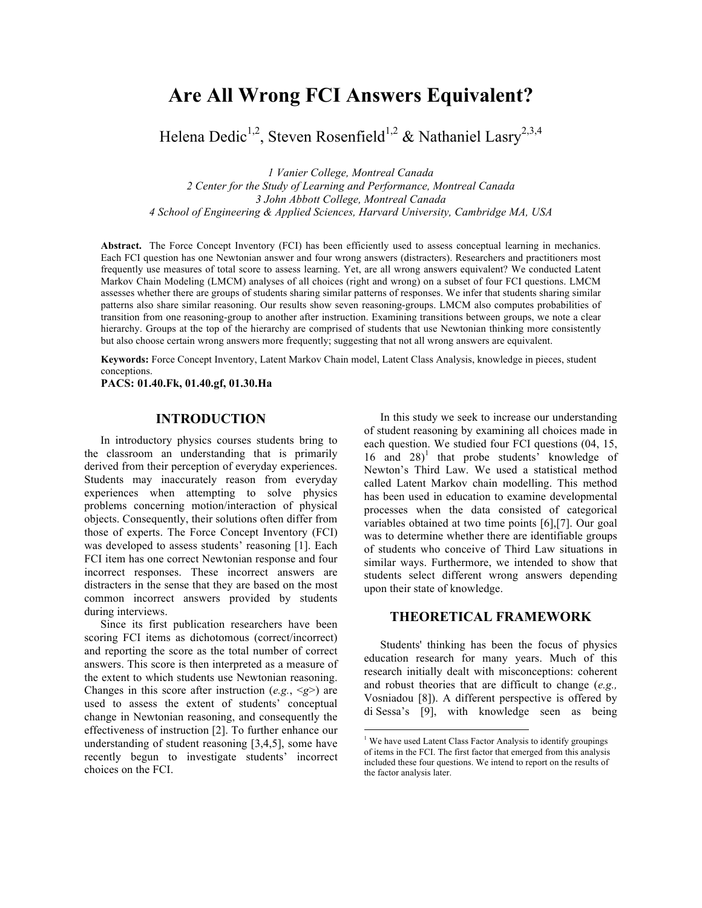# Are All Wrong FCI Answers Equivalent?

Helena Dedic[1,2], Steven Rosenfield[1,2] & Nathaniel Lasry[2,3,4]

*1 Vanier College, Montreal Canada*
*2 Center for the Study of Learning and Performance, Montreal Canada*
*3 John Abbott College, Montreal Canada*
*4 School of Engineering & Applied Sciences, Harvard University, Cambridge MA, USA*

**Abstract.** The Force Concept Inventory (FCI) has been efficiently used to assess conceptual learning in mechanics. Each FCI question has one Newtonian answer and four wrong answers (distracters). Researchers and practitioners most frequently use measures of total score to assess learning. Yet, are all wrong answers equivalent? We conducted Latent Markov Chain Modeling (LMCM) analyses of all choices (right and wrong) on a subset of four FCI questions. LMCM assesses whether there are groups of students sharing similar patterns of responses. We infer that students sharing similar patterns also share similar reasoning. Our results show seven reasoning-groups. LMCM also computes probabilities of transition from one reasoning-group to another after instruction. Examining transitions between groups, we note a clear hierarchy. Groups at the top of the hierarchy are comprised of students that use Newtonian thinking more consistently but also choose certain wrong answers more frequently; suggesting that not all wrong answers are equivalent.

**Keywords:** Force Concept Inventory, Latent Markov Chain model, Latent Class Analysis, knowledge in pieces, student conceptions.
**PACS: 01.40.Fk, 01.40.gf, 01.30.Ha**

## INTRODUCTION

In introductory physics courses students bring to the classroom an understanding that is primarily derived from their perception of everyday experiences. Students may inaccurately reason from everyday experiences when attempting to solve physics problems concerning motion/interaction of physical objects. Consequently, their solutions often differ from those of experts. The Force Concept Inventory (FCI) was developed to assess students' reasoning [1]. Each FCI item has one correct Newtonian response and four incorrect responses. These incorrect answers are distracters in the sense that they are based on the most common incorrect answers provided by students during interviews.

Since its first publication researchers have been scoring FCI items as dichotomous (correct/incorrect) and reporting the score as the total number of correct answers. This score is then interpreted as a measure of the extent to which students use Newtonian reasoning. Changes in this score after instruction (*e.g.*, <*g*>) are used to assess the extent of students' conceptual change in Newtonian reasoning, and consequently the effectiveness of instruction [2]. To further enhance our understanding of student reasoning [3,4,5], some have recently begun to investigate students' incorrect choices on the FCI.

In this study we seek to increase our understanding of student reasoning by examining all choices made in each question. We studied four FCI questions (04, 15, 16 and 28)[1] that probe students' knowledge of Newton's Third Law. We used a statistical method called Latent Markov chain modelling. This method has been used in education to examine developmental processes when the data consisted of categorical variables obtained at two time points [6],[7]. Our goal was to determine whether there are identifiable groups of students who conceive of Third Law situations in similar ways. Furthermore, we intended to show that students select different wrong answers depending upon their state of knowledge.

## THEORETICAL FRAMEWORK

Students' thinking has been the focus of physics education research for many years. Much of this research initially dealt with misconceptions: coherent and robust theories that are difficult to change (*e.g.,* Vosniadou [8]). A different perspective is offered by di Sessa's [9], with knowledge seen as being

[1] We have used Latent Class Factor Analysis to identify groupings of items in the FCI. The first factor that emerged from this analysis included these four questions. We intend to report on the results of the factor analysis later.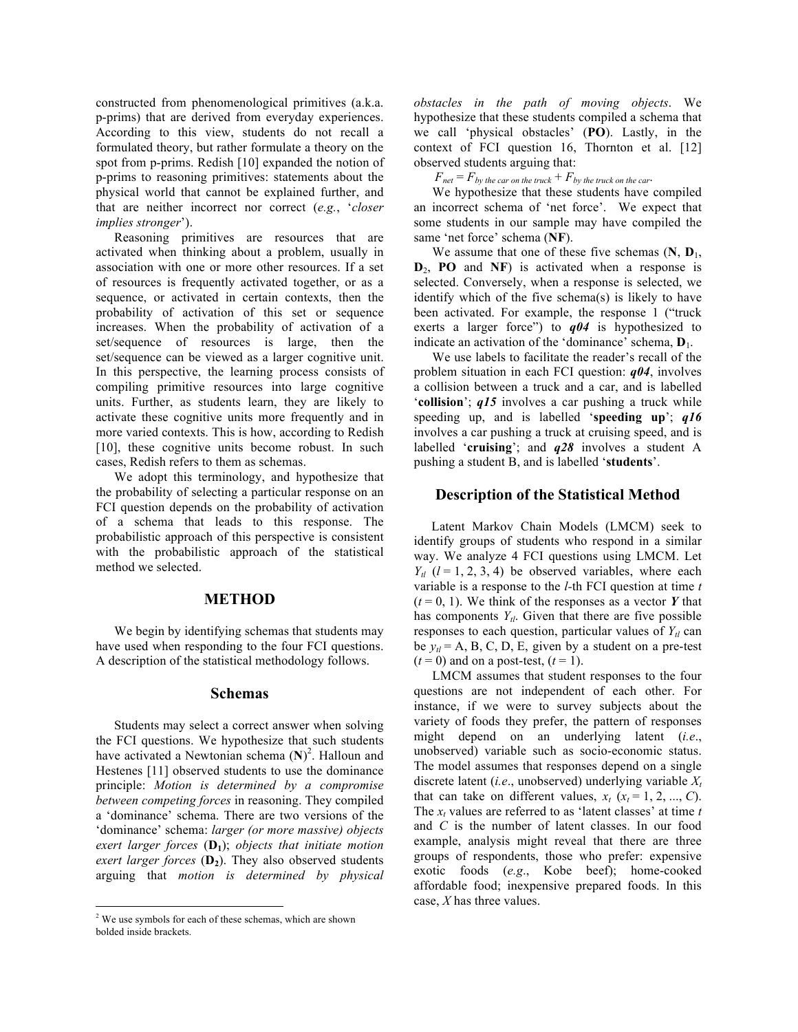constructed from phenomenological primitives (a.k.a. p-prims) that are derived from everyday experiences. According to this view, students do not recall a formulated theory, but rather formulate a theory on the spot from p-prims. Redish [10] expanded the notion of p-prims to reasoning primitives: statements about the physical world that cannot be explained further, and that are neither incorrect nor correct (*e.g.*, '*closer implies stronger*').

Reasoning primitives are resources that are activated when thinking about a problem, usually in association with one or more other resources. If a set of resources is frequently activated together, or as a sequence, or activated in certain contexts, then the probability of activation of this set or sequence increases. When the probability of activation of a set/sequence of resources is large, then the set/sequence can be viewed as a larger cognitive unit. In this perspective, the learning process consists of compiling primitive resources into large cognitive units. Further, as students learn, they are likely to activate these cognitive units more frequently and in more varied contexts. This is how, according to Redish [10], these cognitive units become robust. In such cases, Redish refers to them as schemas.

We adopt this terminology, and hypothesize that the probability of selecting a particular response on an FCI question depends on the probability of activation of a schema that leads to this response. The probabilistic approach of this perspective is consistent with the probabilistic approach of the statistical method we selected.

## METHOD

We begin by identifying schemas that students may have used when responding to the four FCI questions. A description of the statistical methodology follows.

### Schemas

Students may select a correct answer when solving the FCI questions. We hypothesize that such students have activated a Newtonian schema (**N**)[2]. Halloun and Hestenes [11] observed students to use the dominance principle: *Motion is determined by a compromise between competing forces* in reasoning. They compiled a 'dominance' schema. There are two versions of the 'dominance' schema: *larger (or more massive) objects exert larger forces* (**D₁**); *objects that initiate motion exert larger forces* (**D₂**). They also observed students arguing that *motion is determined by physical obstacles in the path of moving objects*. We hypothesize that these students compiled a schema that we call 'physical obstacles' (**PO**). Lastly, in the context of FCI question 16, Thornton et al. [12] observed students arguing that:

$$F_{net} = F_{by\ the\ car\ on\ the\ truck} + F_{by\ the\ truck\ on\ the\ car}.$$

We hypothesize that these students have compiled an incorrect schema of 'net force'. We expect that some students in our sample may have compiled the same 'net force' schema (**NF**).

We assume that one of these five schemas (**N**, $\mathbf{D}_1$, $\mathbf{D}_2$, **PO** and **NF**) is activated when a response is selected. Conversely, when a response is selected, we identify which of the five schema(s) is likely to have been activated. For example, the response 1 ("truck exerts a larger force") to ***q04*** is hypothesized to indicate an activation of the 'dominance' schema, $\mathbf{D}_1$.

We use labels to facilitate the reader's recall of the problem situation in each FCI question: ***q04***, involves a collision between a truck and a car, and is labelled '**collision**'; ***q15*** involves a car pushing a truck while speeding up, and is labelled '**speeding up**'; ***q16*** involves a car pushing a truck at cruising speed, and is labelled '**cruising**'; and ***q28*** involves a student A pushing a student B, and is labelled '**students**'.

### Description of the Statistical Method

Latent Markov Chain Models (LMCM) seek to identify groups of students who respond in a similar way. We analyze 4 FCI questions using LMCM. Let $Y_{tl}$ ($l = 1, 2, 3, 4$) be observed variables, where each variable is a response to the $l$-th FCI question at time $t$ ($t = 0, 1$). We think of the responses as a vector $\boldsymbol{Y}$ that has components $Y_{tl}$. Given that there are five possible responses to each question, particular values of $Y_{tl}$ can be $y_{tl}$ = A, B, C, D, E, given by a student on a pre-test ($t = 0$) and on a post-test, ($t = 1$).

LMCM assumes that student responses to the four questions are not independent of each other. For instance, if we were to survey subjects about the variety of foods they prefer, the pattern of responses might depend on an underlying latent (*i.e.*, unobserved) variable such as socio-economic status. The model assumes that responses depend on a single discrete latent (*i.e.*, unobserved) underlying variable $X_t$ that can take on different values, $x_t$ ($x_t = 1, 2, ..., C$). The $x_t$ values are referred to as 'latent classes' at time $t$ and $C$ is the number of latent classes. In our food example, analysis might reveal that there are three groups of respondents, those who prefer: expensive exotic foods (*e.g.*, Kobe beef); home-cooked affordable food; inexpensive prepared foods. In this case, $X$ has three values.

[2] We use symbols for each of these schemas, which are shown bolded inside brackets.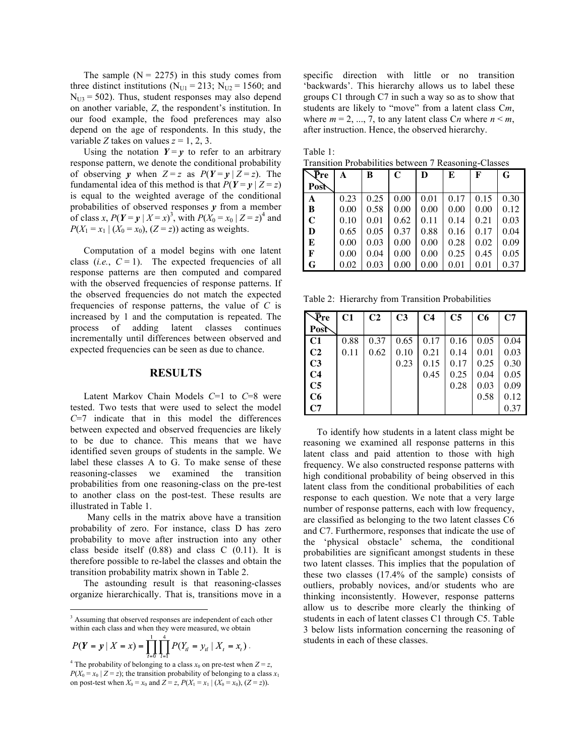The sample (N = 2275) in this study comes from three distinct institutions ($N_{U1}$ = 213; $N_{U2}$ = 1560; and $N_{U3}$ = 502). Thus, student responses may also depend on another variable, *Z*, the respondent's institution. In our food example, the food preferences may also depend on the age of respondents. In this study, the variable *Z* takes on values *z* = 1, 2, 3.

Using the notation $\boldsymbol{Y} = \boldsymbol{y}$ to refer to an arbitrary response pattern, we denote the conditional probability of observing $\boldsymbol{y}$ when $Z = z$ as $P(\boldsymbol{Y} = \boldsymbol{y} \mid Z = z)$. The fundamental idea of this method is that $P(\boldsymbol{Y} = \boldsymbol{y} \mid Z = z)$ is equal to the weighted average of the conditional probabilities of observed responses $\boldsymbol{y}$ from a member of class *x*, $P(\boldsymbol{Y} = \boldsymbol{y} \mid X = x)$[3], with $P(X_0 = x_0 \mid Z = z)$[4] and $P(X_1 = x_1 \mid (X_0 = x_0), (Z = z))$ acting as weights.

Computation of a model begins with one latent class (*i.e.*, *C* = 1). The expected frequencies of all response patterns are then computed and compared with the observed frequencies of response patterns. If the observed frequencies do not match the expected frequencies of response patterns, the value of *C* is increased by 1 and the computation is repeated. The process of adding latent classes continues incrementally until differences between observed and expected frequencies can be seen as due to chance.

## RESULTS

Latent Markov Chain Models *C*=1 to *C*=8 were tested. Two tests that were used to select the model *C*=7 indicate that in this model the differences between expected and observed frequencies are likely to be due to chance. This means that we have identified seven groups of students in the sample. We label these classes A to G. To make sense of these reasoning-classes we examined the transition probabilities from one reasoning-class on the pre-test to another class on the post-test. These results are illustrated in Table 1.

Many cells in the matrix above have a transition probability of zero. For instance, class D has zero probability to move after instruction into any other class beside itself (0.88) and class C (0.11). It is therefore possible to re-label the classes and obtain the transition probability matrix shown in Table 2.

The astounding result is that reasoning-classes organize hierarchically. That is, transitions move in a specific direction with little or no transition 'backwards'. This hierarchy allows us to label these groups C1 through C7 in such a way so as to show that students are likely to "move" from a latent class C*m*, where *m* = 2, ..., 7, to any latent class C*n* where *n* < *m*, after instruction. Hence, the observed hierarchy.

Table 1:
Transition Probabilities between 7 Reasoning-Classes

| Pre / Post | A | B | C | D | E | F | G |
|---|---|---|---|---|---|---|---|
| **A** | 0.23 | 0.25 | 0.00 | 0.01 | 0.17 | 0.15 | 0.30 |
| **B** | 0.00 | 0.58 | 0.00 | 0.00 | 0.00 | 0.00 | 0.12 |
| **C** | 0.10 | 0.01 | 0.62 | 0.11 | 0.14 | 0.21 | 0.03 |
| **D** | 0.65 | 0.05 | 0.37 | 0.88 | 0.16 | 0.17 | 0.04 |
| **E** | 0.00 | 0.03 | 0.00 | 0.00 | 0.28 | 0.02 | 0.09 |
| **F** | 0.00 | 0.04 | 0.00 | 0.00 | 0.25 | 0.45 | 0.05 |
| **G** | 0.02 | 0.03 | 0.00 | 0.00 | 0.01 | 0.01 | 0.37 |

Table 2: Hierarchy from Transition Probabilities

| Pre / Post | C1 | C2 | C3 | C4 | C5 | C6 | C7 |
|---|---|---|---|---|---|---|---|
| **C1** | 0.88 | 0.37 | 0.65 | 0.17 | 0.16 | 0.05 | 0.04 |
| **C2** | 0.11 | 0.62 | 0.10 | 0.21 | 0.14 | 0.01 | 0.03 |
| **C3** | | | 0.23 | 0.15 | 0.17 | 0.25 | 0.30 |
| **C4** | | | | 0.45 | 0.25 | 0.04 | 0.05 |
| **C5** | | | | | 0.28 | 0.03 | 0.09 |
| **C6** | | | | | | 0.58 | 0.12 |
| **C7** | | | | | | | 0.37 |

To identify how students in a latent class might be reasoning we examined all response patterns in this latent class and paid attention to those with high frequency. We also constructed response patterns with high conditional probability of being observed in this latent class from the conditional probabilities of each response to each question. We note that a very large number of response patterns, each with low frequency, are classified as belonging to the two latent classes C6 and C7. Furthermore, responses that indicate the use of the 'physical obstacle' schema, the conditional probabilities are significant amongst students in these two latent classes. This implies that the population of these two classes (17.4% of the sample) consists of outliers, probably novices, and/or students who are thinking inconsistently. However, response patterns allow us to describe more clearly the thinking of students in each of latent classes C1 through C5. Table 3 below lists information concerning the reasoning of students in each of these classes.

---

[3] Assuming that observed responses are independent of each other within each class and when they were measured, we obtain

$$P(\boldsymbol{Y} = \boldsymbol{y} \mid X = x) = \prod_{t=0}^{1} \prod_{l=1}^{4} P(Y_{tl} = y_{tl} \mid X_t = x_t).$$

[4] The probability of belonging to a class $x_0$ on pre-test when $Z = z$, $P(X_0 = x_0 \mid Z = z)$; the transition probability of belonging to a class $x_1$ on post-test when $X_0 = x_0$ and $Z = z$, $P(X_1 = x_1 \mid (X_0 = x_0), (Z = z))$.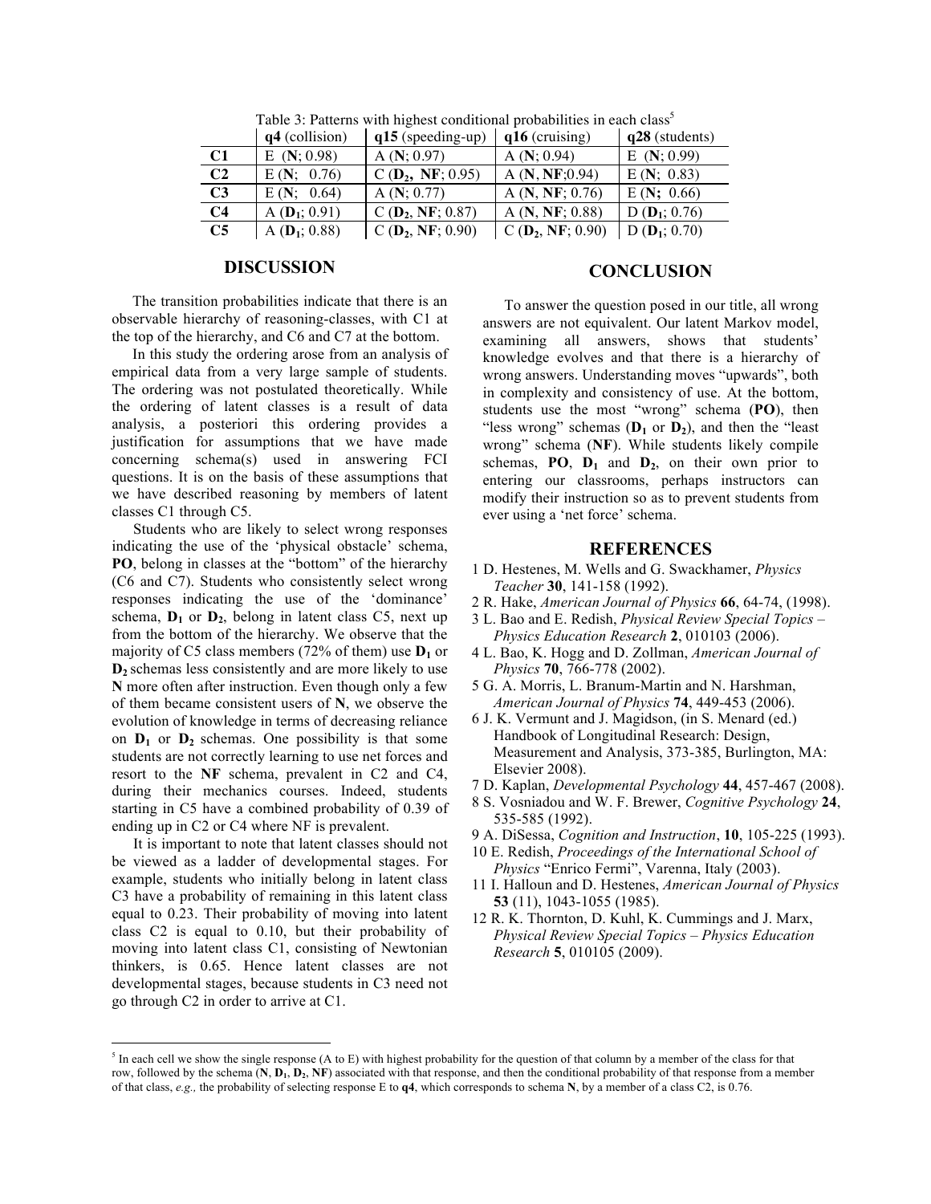Table 3: Patterns with highest conditional probabilities in each class[5]

| | **q4** (collision) | **q15** (speeding-up) | **q16** (cruising) | **q28** (students) |
|---|---|---|---|---|
| **C1** | E (**N**; 0.98) | A (**N**; 0.97) | A (**N**; 0.94) | E (**N**; 0.99) |
| **C2** | E (**N**; 0.76) | C (**$D_2$**, **NF**; 0.95) | A (**N**, **NF**;0.94) | E (**N**; 0.83) |
| **C3** | E (**N**; 0.64) | A (**N**; 0.77) | A (**N**, **NF**; 0.76) | E (**N**; 0.66) |
| **C4** | A (**$D_1$**; 0.91) | C (**$D_2$**, **NF**; 0.87) | A (**N**, **NF**; 0.88) | D (**$D_1$**; 0.76) |
| **C5** | A (**$D_1$**; 0.88) | C (**$D_2$**, **NF**; 0.90) | C (**$D_2$**, **NF**; 0.90) | D (**$D_1$**; 0.70) |

## DISCUSSION

The transition probabilities indicate that there is an observable hierarchy of reasoning-classes, with C1 at the top of the hierarchy, and C6 and C7 at the bottom.

In this study the ordering arose from an analysis of empirical data from a very large sample of students. The ordering was not postulated theoretically. While the ordering of latent classes is a result of data analysis, a posteriori this ordering provides a justification for assumptions that we have made concerning schema(s) used in answering FCI questions. It is on the basis of these assumptions that we have described reasoning by members of latent classes C1 through C5.

Students who are likely to select wrong responses indicating the use of the 'physical obstacle' schema, **PO**, belong in classes at the "bottom" of the hierarchy (C6 and C7). Students who consistently select wrong responses indicating the use of the 'dominance' schema, **$D_1$** or **$D_2$**, belong in latent class C5, next up from the bottom of the hierarchy. We observe that the majority of C5 class members (72% of them) use **$D_1$** or **$D_2$** schemas less consistently and are more likely to use **N** more often after instruction. Even though only a few of them became consistent users of **N**, we observe the evolution of knowledge in terms of decreasing reliance on **$D_1$** or **$D_2$** schemas. One possibility is that some students are not correctly learning to use net forces and resort to the **NF** schema, prevalent in C2 and C4, during their mechanics courses. Indeed, students starting in C5 have a combined probability of 0.39 of ending up in C2 or C4 where NF is prevalent.

It is important to note that latent classes should not be viewed as a ladder of developmental stages. For example, students who initially belong in latent class C3 have a probability of remaining in this latent class equal to 0.23. Their probability of moving into latent class C2 is equal to 0.10, but their probability of moving into latent class C1, consisting of Newtonian thinkers, is 0.65. Hence latent classes are not developmental stages, because students in C3 need not go through C2 in order to arrive at C1.

## CONCLUSION

To answer the question posed in our title, all wrong answers are not equivalent. Our latent Markov model, examining all answers, shows that students' knowledge evolves and that there is a hierarchy of wrong answers. Understanding moves "upwards", both in complexity and consistency of use. At the bottom, students use the most "wrong" schema (**PO**), then "less wrong" schemas (**$D_1$** or **$D_2$**), and then the "least wrong" schema (**NF**). While students likely compile schemas, **PO**, **$D_1$** and **$D_2$**, on their own prior to entering our classrooms, perhaps instructors can modify their instruction so as to prevent students from ever using a 'net force' schema.

## REFERENCES

1 D. Hestenes, M. Wells and G. Swackhamer, *Physics Teacher* **30**, 141-158 (1992).
2 R. Hake, *American Journal of Physics* **66**, 64-74, (1998).
3 L. Bao and E. Redish, *Physical Review Special Topics – Physics Education Research* **2**, 010103 (2006).
4 L. Bao, K. Hogg and D. Zollman, *American Journal of Physics* **70**, 766-778 (2002).
5 G. A. Morris, L. Branum-Martin and N. Harshman, *American Journal of Physics* **74**, 449-453 (2006).
6 J. K. Vermunt and J. Magidson, (in S. Menard (ed.) Handbook of Longitudinal Research: Design, Measurement and Analysis, 373-385, Burlington, MA: Elsevier 2008).
7 D. Kaplan, *Developmental Psychology* **44**, 457-467 (2008).
8 S. Vosniadou and W. F. Brewer, *Cognitive Psychology* **24**, 535-585 (1992).
9 A. DiSessa, *Cognition and Instruction*, **10**, 105-225 (1993).
10 E. Redish, *Proceedings of the International School of Physics* "Enrico Fermi", Varenna, Italy (2003).
11 I. Halloun and D. Hestenes, *American Journal of Physics* **53** (11), 1043-1055 (1985).
12 R. K. Thornton, D. Kuhl, K. Cummings and J. Marx, *Physical Review Special Topics – Physics Education Research* **5**, 010105 (2009).

[5] In each cell we show the single response (A to E) with highest probability for the question of that column by a member of the class for that row, followed by the schema (**N**, **$D_1$**, **$D_2$**, **NF**) associated with that response, and then the conditional probability of that response from a member of that class, *e.g.,* the probability of selecting response E to **q4**, which corresponds to schema **N**, by a member of a class C2, is 0.76.